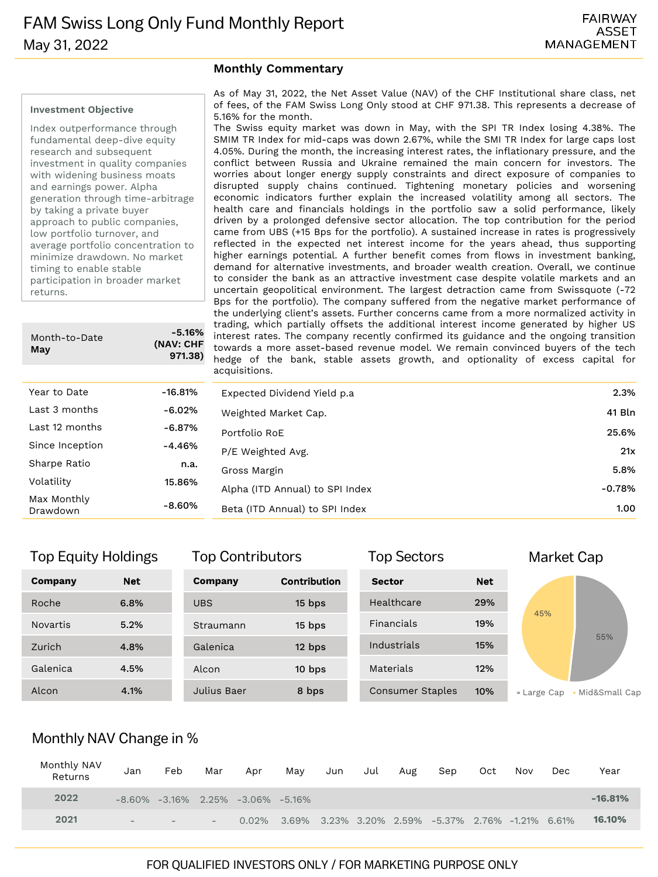# FAM Swiss Long Only Fund Monthly Report

May 31, 2022

FAIRWAY ASSET MANAGEMENT

### Investment Objective

Index outperformance through fundamental deep-dive equity research and subsequent investment in quality companies with widening business moats and earnings power. Alpha generation through time-arbitrage by taking a private buyer approach to public companies, low portfolio turnover, and average portfolio concentration to minimize drawdown. No market timing to enable stable participation in broader market returns.

## Monthly Commentary

As of May 31, 2022, the Net Asset Value (NAV) of the CHF Institutional share class, net of fees, of the FAM Swiss Long Only stood at CHF 971.38. This represents a decrease of 5.16% for the month.

The Swiss equity market was down in May, with the SPI TR Index losing 4.38%. The SMIM TR Index for mid-caps was down 2.67%, while the SMI TR Index for large caps lost 4.05%. During the month, the increasing interest rates, the inflationary pressure, and the conflict between Russia and Ukraine remained the main concern for investors. The worries about longer energy supply constraints and direct exposure of companies to disrupted supply chains continued. Tightening monetary policies and worsening economic indicators further explain the increased volatility among all sectors. The health care and financials holdings in the portfolio saw a solid performance, likely driven by a prolonged defensive sector allocation. The top contribution for the period came from UBS (+15 Bps for the portfolio). A sustained increase in rates is progressively reflected in the expected net interest income for the years ahead, thus supporting higher earnings potential. A further benefit comes from flows in investment banking, demand for alternative investments, and broader wealth creation. Overall, we continue to consider the bank as an attractive investment case despite volatile markets and an uncertain geopolitical environment. The largest detraction came from Swissquote (-72 Bps for the portfolio). The company suffered from the negative market performance of the underlying client's assets. Further concerns came from a more normalized activity in trading, which partially offsets the additional interest income generated by higher US interest rates. The company recently confirmed its guidance and the ongoing transition towards a more asset-based revenue model. We remain convinced buyers of the tech hedge of the bank, stable assets growth, and optionality of excess capital for acquisitions.

| Month-to-Date **May** | **-5.16% (NAV: CHF 971.38)** |
|---|---|
| Year to Date | -16.81% |
| Last 3 months | -6.02% |
| Last 12 months | -6.87% |
| Since Inception | -4.46% |
| Sharpe Ratio | n.a. |
| Volatility | 15.86% |
| Max Monthly Drawdown | -8.60% |

| | |
|---|---|
| Expected Dividend Yield p.a | 2.3% |
| Weighted Market Cap. | 41 Bln |
| Portfolio RoE | 25.6% |
| P/E Weighted Avg. | 21x |
| Gross Margin | 5.8% |
| Alpha (ITD Annual) to SPI Index | -0.78% |
| Beta (ITD Annual) to SPI Index | 1.00 |

## Top Equity Holdings

| Company | Net |
|---|---|
| Roche | 6.8% |
| Novartis | 5.2% |
| Zurich | 4.8% |
| Galenica | 4.5% |
| Alcon | 4.1% |

## Top Contributors

| Company | Contribution |
|---|---|
| UBS | 15 bps |
| Straumann | 15 bps |
| Galenica | 12 bps |
| Alcon | 10 bps |
| Julius Baer | 8 bps |

## Top Sectors

| Sector | Net |
|---|---|
| Healthcare | 29% |
| Financials | 19% |
| Industrials | 15% |
| Materials | 12% |
| Consumer Staples | 10% |

## Market Cap

| Segment | Share |
|---|---|
| Large Cap | 55% |
| Mid&Small Cap | 45% |

## Monthly NAV Change in %

| Monthly NAV Returns | Jan | Feb | Mar | Apr | May | Jun | Jul | Aug | Sep | Oct | Nov | Dec | Year |
|---|---|---|---|---|---|---|---|---|---|---|---|---|---|
| **2022** | -8.60% | -3.16% | 2.25% | -3.06% | -5.16% | | | | | | | | **-16.81%** |
| **2021** | - | - | - | 0.02% | 3.69% | 3.23% | 3.20% | 2.59% | -5.37% | 2.76% | -1.21% | 6.61% | **16.10%** |

FOR QUALIFIED INVESTORS ONLY / FOR MARKETING PURPOSE ONLY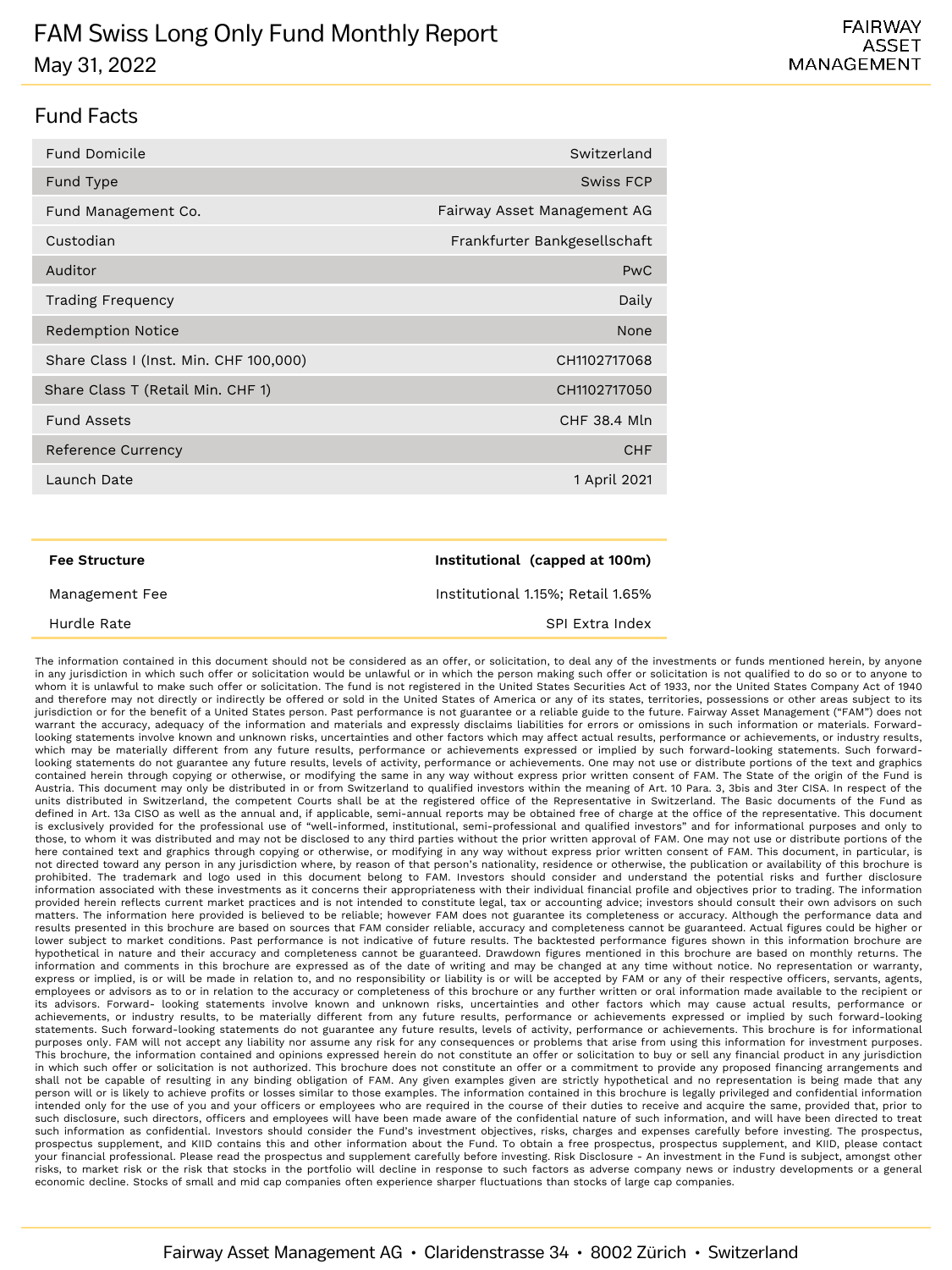# FAM Swiss Long Only Fund Monthly Report

May 31, 2022

## Fund Facts

| | |
|---|---|
| Fund Domicile | Switzerland |
| Fund Type | Swiss FCP |
| Fund Management Co. | Fairway Asset Management AG |
| Custodian | Frankfurter Bankgesellschaft |
| Auditor | PwC |
| Trading Frequency | Daily |
| Redemption Notice | None |
| Share Class I (Inst. Min. CHF 100,000) | CH1102717068 |
| Share Class T (Retail Min. CHF 1) | CH1102717050 |
| Fund Assets | CHF 38.4 Mln |
| Reference Currency | CHF |
| Launch Date | 1 April 2021 |

| **Fee Structure** | **Institutional (capped at 100m)** |
|---|---|
| Management Fee | Institutional 1.15%; Retail 1.65% |
| Hurdle Rate | SPI Extra Index |

The information contained in this document should not be considered as an offer, or solicitation, to deal any of the investments or funds mentioned herein, by anyone in any jurisdiction in which such offer or solicitation would be unlawful or in which the person making such offer or solicitation is not qualified to do so or to anyone to whom it is unlawful to make such offer or solicitation. The fund is not registered in the United States Securities Act of 1933, nor the United States Company Act of 1940 and therefore may not directly or indirectly be offered or sold in the United States of America or any of its states, territories, possessions or other areas subject to its jurisdiction or for the benefit of a United States person. Past performance is not guarantee or a reliable guide to the future. Fairway Asset Management ("FAM") does not warrant the accuracy, adequacy of the information and materials and expressly disclaims liabilities for errors or omissions in such information or materials. Forward-looking statements involve known and unknown risks, uncertainties and other factors which may affect actual results, performance or achievements, or industry results, which may be materially different from any future results, performance or achievements expressed or implied by such forward-looking statements. Such forward-looking statements do not guarantee any future results, levels of activity, performance or achievements. One may not use or distribute portions of the text and graphics contained herein through copying or otherwise, or modifying the same in any way without express prior written consent of FAM. The State of the origin of the Fund is Austria. This document may only be distributed in or from Switzerland to qualified investors within the meaning of Art. 10 Para. 3, 3bis and 3ter CISA. In respect of the units distributed in Switzerland, the competent Courts shall be at the registered office of the Representative in Switzerland. The Basic documents of the Fund as defined in Art. 13a CISO as well as the annual and, if applicable, semi-annual reports may be obtained free of charge at the office of the representative. This document is exclusively provided for the professional use of "well-informed, institutional, semi-professional and qualified investors" and for informational purposes and only to those, to whom it was distributed and may not be disclosed to any third parties without the prior written approval of FAM. One may not use or distribute portions of the here contained text and graphics through copying or otherwise, or modifying in any way without express prior written consent of FAM. This document, in particular, is not directed toward any person in any jurisdiction where, by reason of that person's nationality, residence or otherwise, the publication or availability of this brochure is prohibited. The trademark and logo used in this document belong to FAM. Investors should consider and understand the potential risks and further disclosure information associated with these investments as it concerns their appropriateness with their individual financial profile and objectives prior to trading. The information provided herein reflects current market practices and is not intended to constitute legal, tax or accounting advice; investors should consult their own advisors on such matters. The information here provided is believed to be reliable; however FAM does not guarantee its completeness or accuracy. Although the performance data and results presented in this brochure are based on sources that FAM consider reliable, accuracy and completeness cannot be guaranteed. Actual figures could be higher or lower subject to market conditions. Past performance is not indicative of future results. The backtested performance figures shown in this information brochure are hypothetical in nature and their accuracy and completeness cannot be guaranteed. Drawdown figures mentioned in this brochure are based on monthly returns. The information and comments in this brochure are expressed as of the date of writing and may be changed at any time without notice. No representation or warranty, express or implied, is or will be made in relation to, and no responsibility or liability is or will be accepted by FAM or any of their respective officers, servants, agents, employees or advisors as to or in relation to the accuracy or completeness of this brochure or any further written or oral information made available to the recipient or its advisors. Forward- looking statements involve known and unknown risks, uncertainties and other factors which may cause actual results, performance or achievements, or industry results, to be materially different from any future results, performance or achievements expressed or implied by such forward-looking statements. Such forward-looking statements do not guarantee any future results, levels of activity, performance or achievements. This brochure is for informational purposes only. FAM will not accept any liability nor assume any risk for any consequences or problems that arise from using this information for investment purposes. This brochure, the information contained and opinions expressed herein do not constitute an offer or solicitation to buy or sell any financial product in any jurisdiction in which such offer or solicitation is not authorized. This brochure does not constitute an offer or a commitment to provide any proposed financing arrangements and shall not be capable of resulting in any binding obligation of FAM. Any given examples given are strictly hypothetical and no representation is being made that any person will or is likely to achieve profits or losses similar to those examples. The information contained in this brochure is legally privileged and confidential information intended only for the use of you and your officers or employees who are required in the course of their duties to receive and acquire the same, provided that, prior to such disclosure, such directors, officers and employees will have been made aware of the confidential nature of such information, and will have been directed to treat such information as confidential. Investors should consider the Fund's investment objectives, risks, charges and expenses carefully before investing. The prospectus, prospectus supplement, and KIID contains this and other information about the Fund. To obtain a free prospectus, prospectus supplement, and KIID, please contact your financial professional. Please read the prospectus and supplement carefully before investing. Risk Disclosure - An investment in the Fund is subject, amongst other risks, to market risk or the risk that stocks in the portfolio will decline in response to such factors as adverse company news or industry developments or a general economic decline. Stocks of small and mid cap companies often experience sharper fluctuations than stocks of large cap companies.

Fairway Asset Management AG • Claridenstrasse 34 • 8002 Zürich • Switzerland